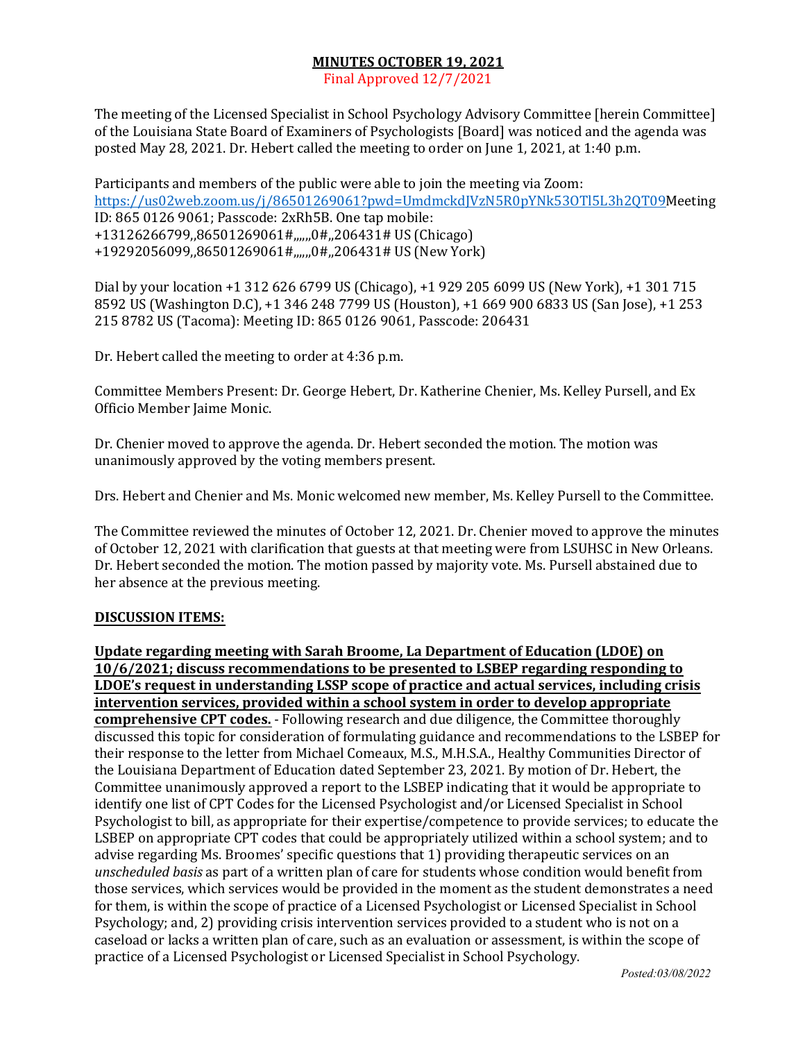**MINUTES OCTOBER 19, 2021**

Final Approved 12/7/2021

The meeting of the Licensed Specialist in School Psychology Advisory Committee [herein Committee] of the Louisiana State Board of Examiners of Psychologists [Board] was noticed and the agenda was posted May 28, 2021. Dr. Hebert called the meeting to order on June 1, 2021, at 1:40 p.m.

Participants and members of the public were able to join the meeting via Zoom: https://us02web.zoom.us/j/86501269061?pwd=UmdmckdJVzN5R0pYNk53OTl5L3h2QT09Meeting ID: 865 0126 9061; Passcode: 2xRh5B. One tap mobile: +13126266799,,86501269061#,,,,,,0#,,206431# US (Chicago) +19292056099,,86501269061#,,,,,,0#,,206431# US (New York)

Dial by your location +1 312 626 6799 US (Chicago), +1 929 205 6099 US (New York), +1 301 715 8592 US (Washington D.C), +1 346 248 7799 US (Houston), +1 669 900 6833 US (San Jose), +1 253 215 8782 US (Tacoma): Meeting ID: 865 0126 9061, Passcode: 206431

Dr. Hebert called the meeting to order at 4:36 p.m.

Committee Members Present: Dr. George Hebert, Dr. Katherine Chenier, Ms. Kelley Pursell, and Ex Officio Member Jaime Monic.

Dr. Chenier moved to approve the agenda. Dr. Hebert seconded the motion. The motion was unanimously approved by the voting members present.

Drs. Hebert and Chenier and Ms. Monic welcomed new member, Ms. Kelley Pursell to the Committee.

The Committee reviewed the minutes of October 12, 2021. Dr. Chenier moved to approve the minutes of October 12, 2021 with clarification that guests at that meeting were from LSUHSC in New Orleans. Dr. Hebert seconded the motion. The motion passed by majority vote. Ms. Pursell abstained due to her absence at the previous meeting.

**DISCUSSION ITEMS:**

**Update regarding meeting with Sarah Broome, La Department of Education (LDOE) on 10/6/2021; discuss recommendations to be presented to LSBEP regarding responding to LDOE's request in understanding LSSP scope of practice and actual services, including crisis intervention services, provided within a school system in order to develop appropriate comprehensive CPT codes.** - Following research and due diligence, the Committee thoroughly discussed this topic for consideration of formulating guidance and recommendations to the LSBEP for their response to the letter from Michael Comeaux, M.S., M.H.S.A., Healthy Communities Director of the Louisiana Department of Education dated September 23, 2021. By motion of Dr. Hebert, the Committee unanimously approved a report to the LSBEP indicating that it would be appropriate to identify one list of CPT Codes for the Licensed Psychologist and/or Licensed Specialist in School Psychologist to bill, as appropriate for their expertise/competence to provide services; to educate the LSBEP on appropriate CPT codes that could be appropriately utilized within a school system; and to advise regarding Ms. Broomes' specific questions that 1) providing therapeutic services on an *unscheduled basis* as part of a written plan of care for students whose condition would benefit from those services, which services would be provided in the moment as the student demonstrates a need for them, is within the scope of practice of a Licensed Psychologist or Licensed Specialist in School Psychology; and, 2) providing crisis intervention services provided to a student who is not on a caseload or lacks a written plan of care, such as an evaluation or assessment, is within the scope of practice of a Licensed Psychologist or Licensed Specialist in School Psychology.

*Posted:03/08/2022*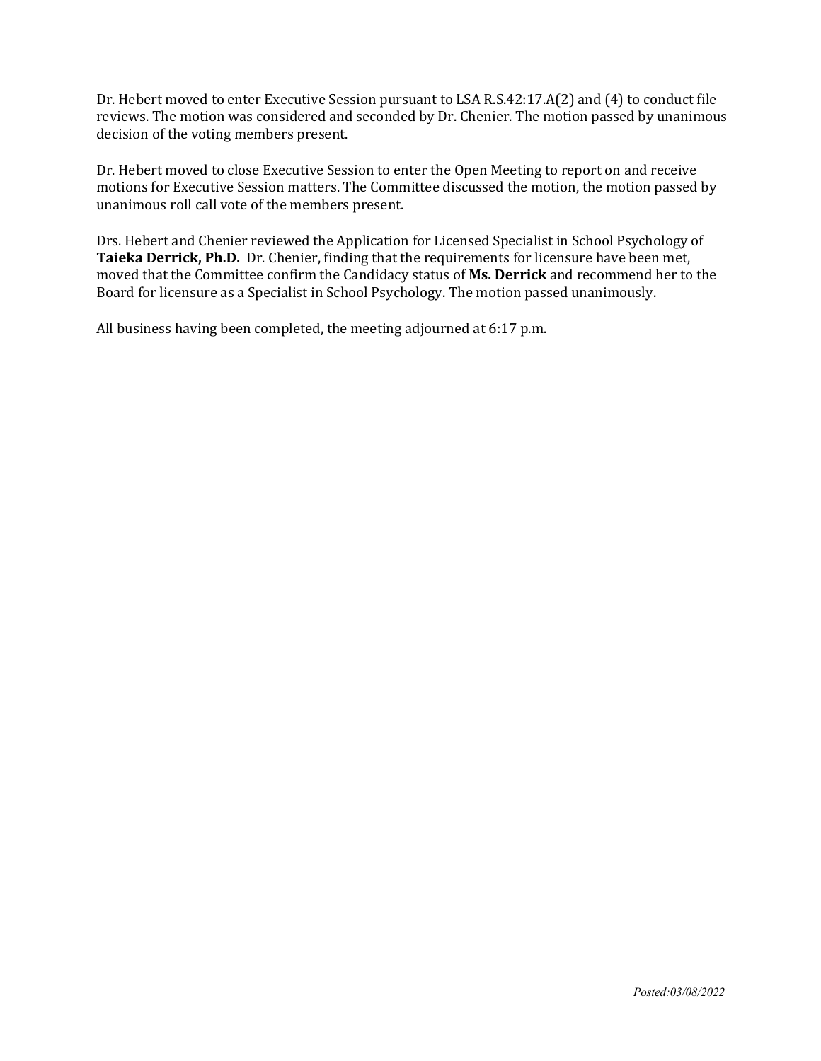Dr. Hebert moved to enter Executive Session pursuant to LSA R.S.42:17.A(2) and (4) to conduct file reviews. The motion was considered and seconded by Dr. Chenier. The motion passed by unanimous decision of the voting members present.

Dr. Hebert moved to close Executive Session to enter the Open Meeting to report on and receive motions for Executive Session matters. The Committee discussed the motion, the motion passed by unanimous roll call vote of the members present.

Drs. Hebert and Chenier reviewed the Application for Licensed Specialist in School Psychology of **Taieka Derrick, Ph.D.** Dr. Chenier, finding that the requirements for licensure have been met, moved that the Committee confirm the Candidacy status of **Ms. Derrick** and recommend her to the Board for licensure as a Specialist in School Psychology. The motion passed unanimously.

All business having been completed, the meeting adjourned at 6:17 p.m.

*Posted:03/08/2022*